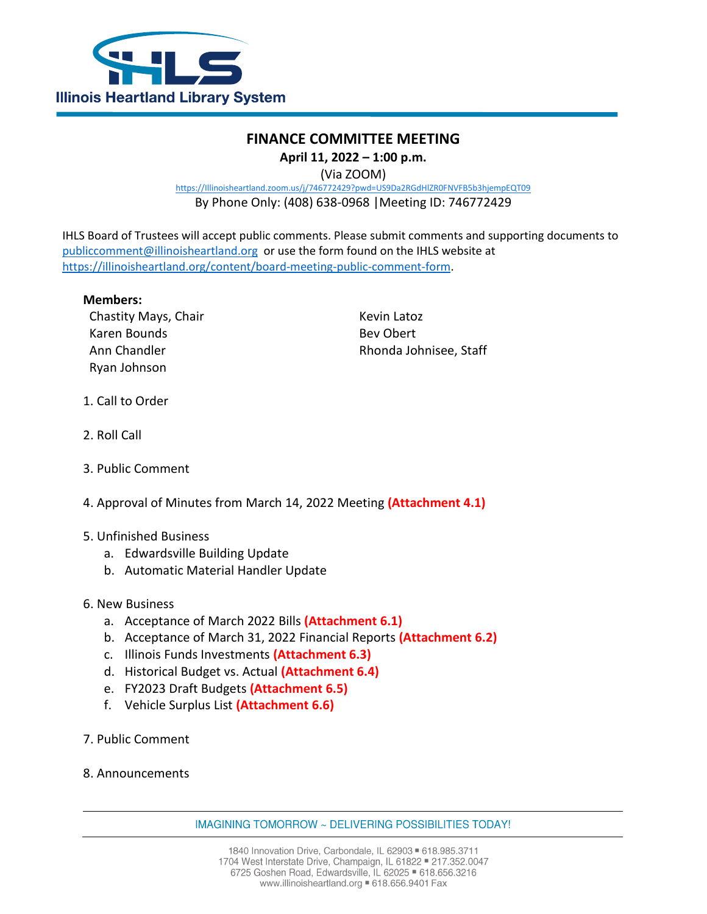Illinois Heartland Library System

# FINANCE COMMITTEE MEETING

**April 11, 2022 – 1:00 p.m.**

(Via ZOOM)

https://Illinoisheartland.zoom.us/j/746772429?pwd=US9Da2RGdHlZR0FNVFB5b3hjempEQT09

By Phone Only: (408) 638-0968 |Meeting ID: 746772429

IHLS Board of Trustees will accept public comments. Please submit comments and supporting documents to publiccomment@illinoisheartland.org or use the form found on the IHLS website at https://illinoisheartland.org/content/board-meeting-public-comment-form.

**Members:**

Chastity Mays, Chair
Karen Bounds
Ann Chandler
Ryan Johnson
Kevin Latoz
Bev Obert
Rhonda Johnisee, Staff

1. Call to Order
2. Roll Call
3. Public Comment
4. Approval of Minutes from March 14, 2022 Meeting **(Attachment 4.1)**
5. Unfinished Business
   a. Edwardsville Building Update
   b. Automatic Material Handler Update
6. New Business
   a. Acceptance of March 2022 Bills **(Attachment 6.1)**
   b. Acceptance of March 31, 2022 Financial Reports **(Attachment 6.2)**
   c. Illinois Funds Investments **(Attachment 6.3)**
   d. Historical Budget vs. Actual **(Attachment 6.4)**
   e. FY2023 Draft Budgets **(Attachment 6.5)**
   f. Vehicle Surplus List **(Attachment 6.6)**
7. Public Comment
8. Announcements

IMAGINING TOMORROW ~ DELIVERING POSSIBILITIES TODAY!

1840 Innovation Drive, Carbondale, IL 62903 ▪ 618.985.3711
1704 West Interstate Drive, Champaign, IL 61822 ▪ 217.352.0047
6725 Goshen Road, Edwardsville, IL 62025 ▪ 618.656.3216
www.illinoisheartland.org ▪ 618.656.9401 Fax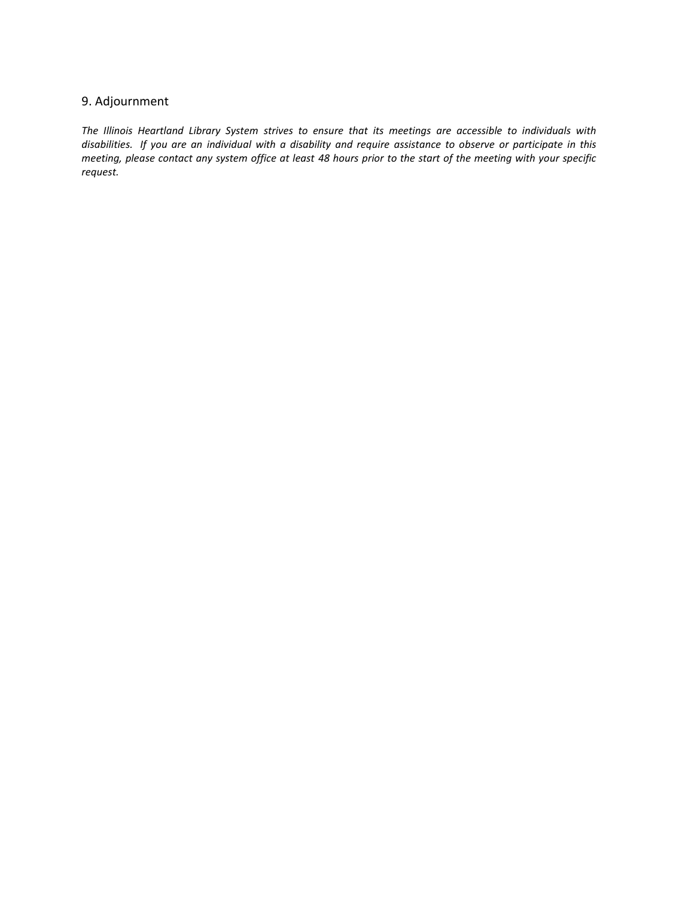## 9. Adjournment

*The Illinois Heartland Library System strives to ensure that its meetings are accessible to individuals with disabilities. If you are an individual with a disability and require assistance to observe or participate in this meeting, please contact any system office at least 48 hours prior to the start of the meeting with your specific request.*